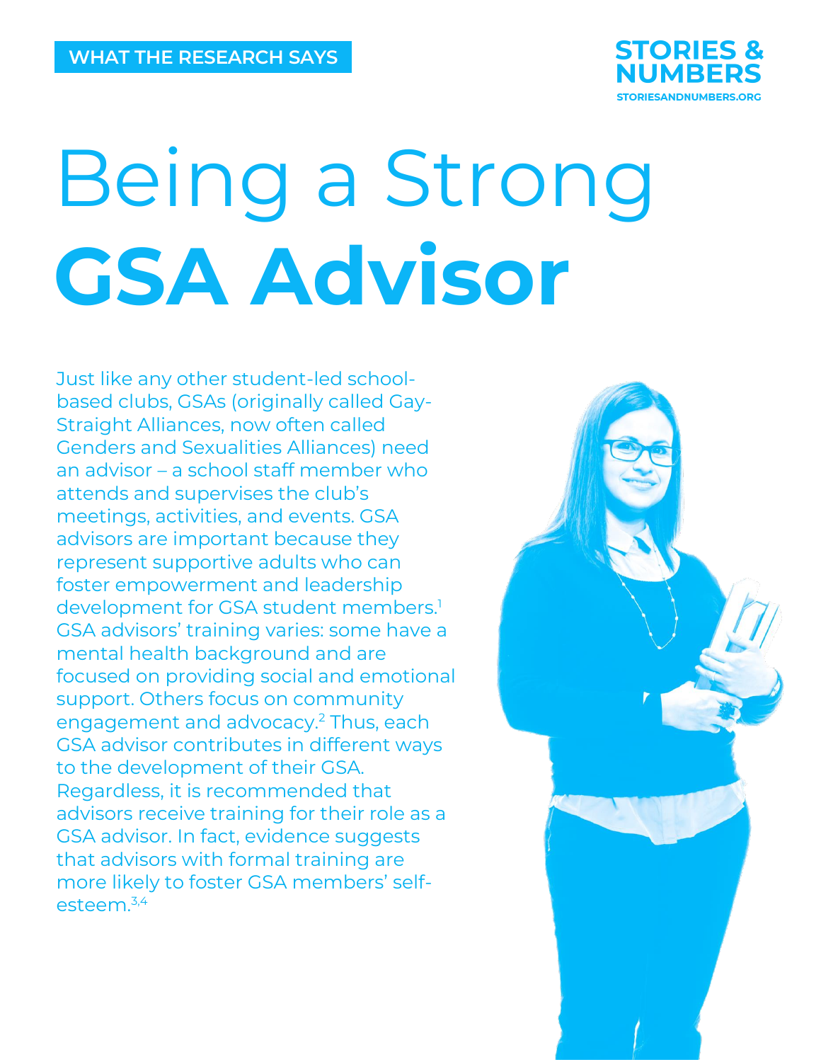WHAT THE RESEARCH SAYS

STORIES & NUMBERS
STORIESANDNUMBERS.ORG

# Being a Strong **GSA Advisor**

Just like any other student-led school-based clubs, GSAs (originally called Gay-Straight Alliances, now often called Genders and Sexualities Alliances) need an advisor – a school staff member who attends and supervises the club's meetings, activities, and events. GSA advisors are important because they represent supportive adults who can foster empowerment and leadership development for GSA student members.[1] GSA advisors' training varies: some have a mental health background and are focused on providing social and emotional support. Others focus on community engagement and advocacy.[2] Thus, each GSA advisor contributes in different ways to the development of their GSA. Regardless, it is recommended that advisors receive training for their role as a GSA advisor. In fact, evidence suggests that advisors with formal training are more likely to foster GSA members' self-esteem.[3,4]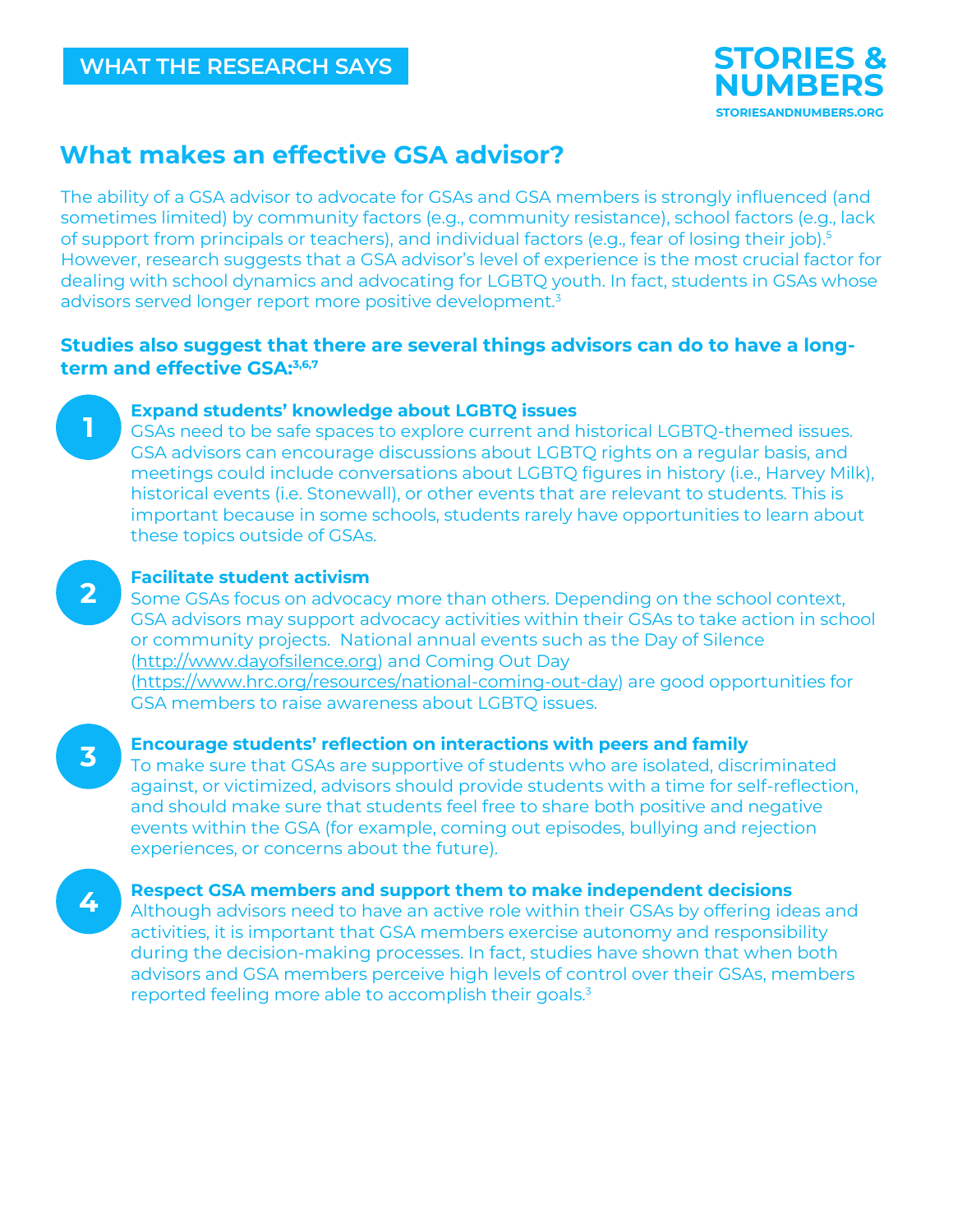WHAT THE RESEARCH SAYS

## What makes an effective GSA advisor?

The ability of a GSA advisor to advocate for GSAs and GSA members is strongly influenced (and sometimes limited) by community factors (e.g., community resistance), school factors (e.g., lack of support from principals or teachers), and individual factors (e.g., fear of losing their job).[5] However, research suggests that a GSA advisor's level of experience is the most crucial factor for dealing with school dynamics and advocating for LGBTQ youth. In fact, students in GSAs whose advisors served longer report more positive development.[3]

**Studies also suggest that there are several things advisors can do to have a long-term and effective GSA:[3,6,7]**

1. **Expand students' knowledge about LGBTQ issues**
   GSAs need to be safe spaces to explore current and historical LGBTQ-themed issues. GSA advisors can encourage discussions about LGBTQ rights on a regular basis, and meetings could include conversations about LGBTQ figures in history (i.e., Harvey Milk), historical events (i.e. Stonewall), or other events that are relevant to students. This is important because in some schools, students rarely have opportunities to learn about these topics outside of GSAs.

2. **Facilitate student activism**
   Some GSAs focus on advocacy more than others. Depending on the school context, GSA advisors may support advocacy activities within their GSAs to take action in school or community projects. National annual events such as the Day of Silence (http://www.dayofsilence.org) and Coming Out Day (https://www.hrc.org/resources/national-coming-out-day) are good opportunities for GSA members to raise awareness about LGBTQ issues.

3. **Encourage students' reflection on interactions with peers and family**
   To make sure that GSAs are supportive of students who are isolated, discriminated against, or victimized, advisors should provide students with a time for self-reflection, and should make sure that students feel free to share both positive and negative events within the GSA (for example, coming out episodes, bullying and rejection experiences, or concerns about the future).

4. **Respect GSA members and support them to make independent decisions**
   Although advisors need to have an active role within their GSAs by offering ideas and activities, it is important that GSA members exercise autonomy and responsibility during the decision-making processes. In fact, studies have shown that when both advisors and GSA members perceive high levels of control over their GSAs, members reported feeling more able to accomplish their goals.[3]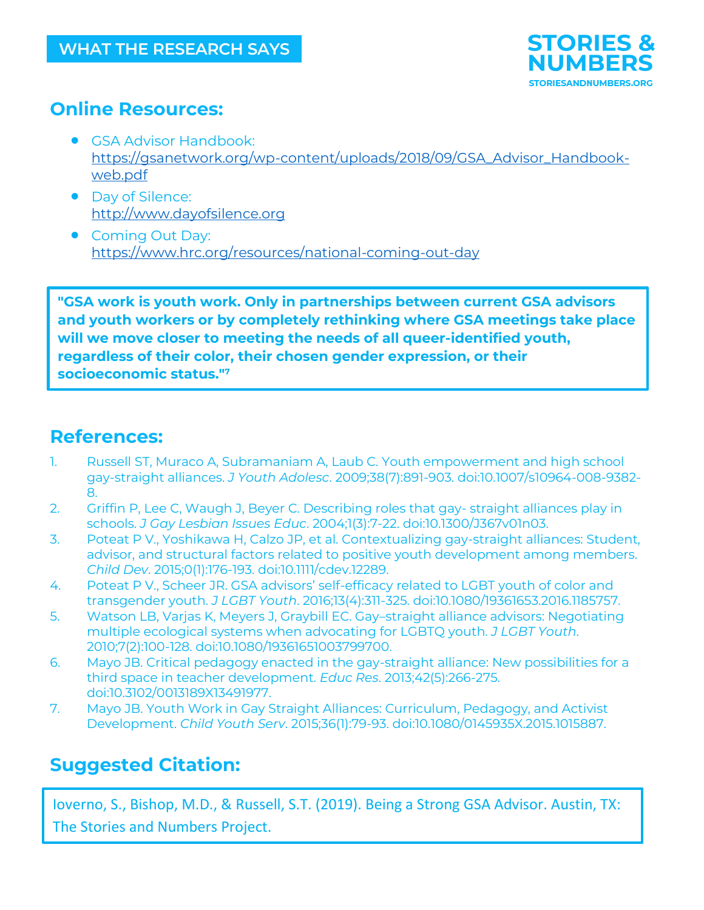WHAT THE RESEARCH SAYS

## Online Resources:

- GSA Advisor Handbook: https://gsanetwork.org/wp-content/uploads/2018/09/GSA_Advisor_Handbook-web.pdf
- Day of Silence: http://www.dayofsilence.org
- Coming Out Day: https://www.hrc.org/resources/national-coming-out-day

**"GSA work is youth work. Only in partnerships between current GSA advisors and youth workers or by completely rethinking where GSA meetings take place will we move closer to meeting the needs of all queer-identified youth, regardless of their color, their chosen gender expression, or their socioeconomic status."[7]**

## References:

1. Russell ST, Muraco A, Subramaniam A, Laub C. Youth empowerment and high school gay-straight alliances. *J Youth Adolesc*. 2009;38(7):891-903. doi:10.1007/s10964-008-9382-8.
2. Griffin P, Lee C, Waugh J, Beyer C. Describing roles that gay- straight alliances play in schools. *J Gay Lesbian Issues Educ*. 2004;1(3):7-22. doi:10.1300/J367v01n03.
3. Poteat P V., Yoshikawa H, Calzo JP, et al. Contextualizing gay-straight alliances: Student, advisor, and structural factors related to positive youth development among members. *Child Dev*. 2015;0(1):176-193. doi:10.1111/cdev.12289.
4. Poteat P V., Scheer JR. GSA advisors' self-efficacy related to LGBT youth of color and transgender youth. *J LGBT Youth*. 2016;13(4):311-325. doi:10.1080/19361653.2016.1185757.
5. Watson LB, Varjas K, Meyers J, Graybill EC. Gay–straight alliance advisors: Negotiating multiple ecological systems when advocating for LGBTQ youth. *J LGBT Youth*. 2010;7(2):100-128. doi:10.1080/19361651003799700.
6. Mayo JB. Critical pedagogy enacted in the gay-straight alliance: New possibilities for a third space in teacher development. *Educ Res*. 2013;42(5):266-275. doi:10.3102/0013189X13491977.
7. Mayo JB. Youth Work in Gay Straight Alliances: Curriculum, Pedagogy, and Activist Development. *Child Youth Serv*. 2015;36(1):79-93. doi:10.1080/0145935X.2015.1015887.

## Suggested Citation:

Ioverno, S., Bishop, M.D., & Russell, S.T. (2019). Being a Strong GSA Advisor. Austin, TX: The Stories and Numbers Project.